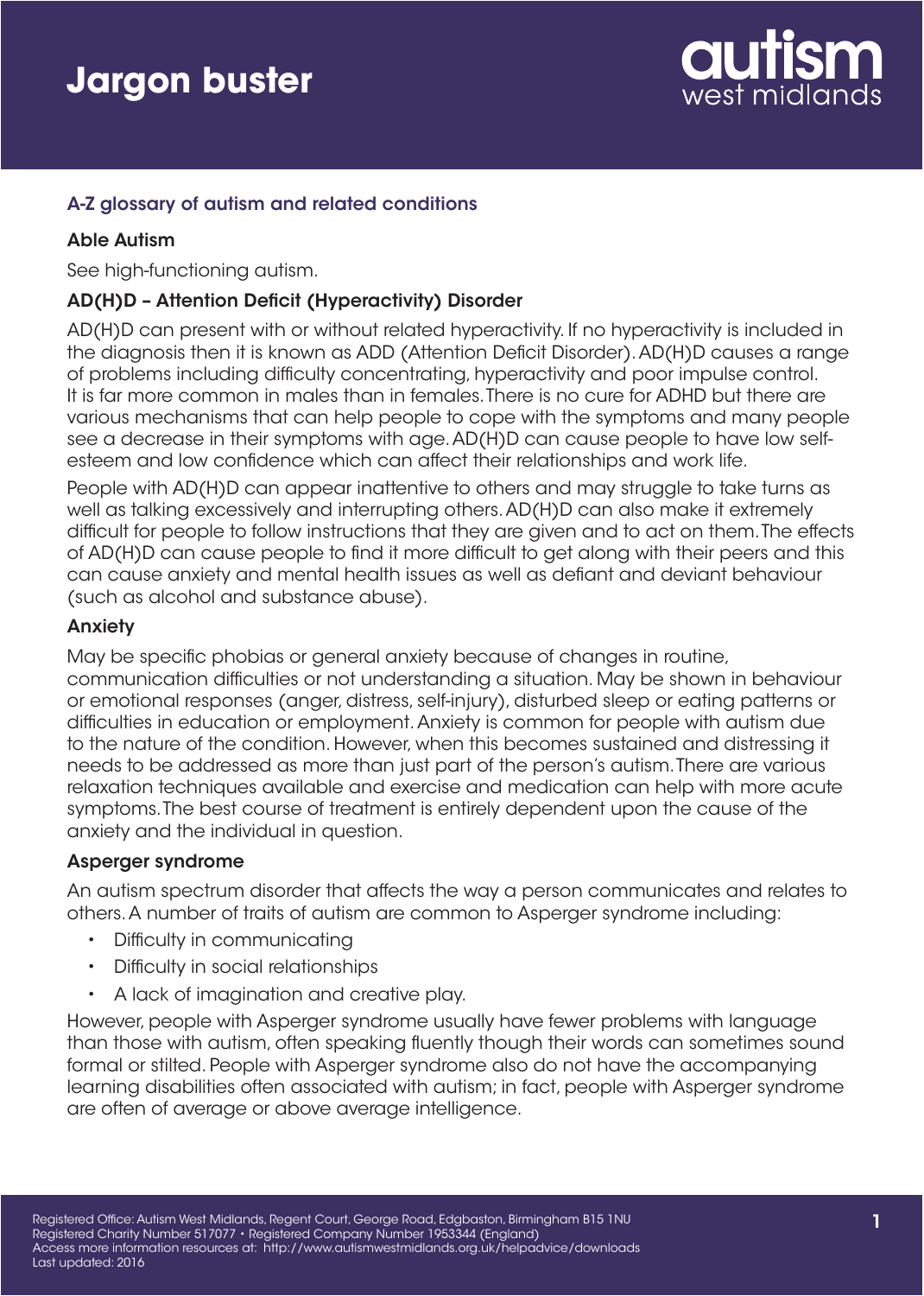# Jargon buster

autism west midlands

## A-Z glossary of autism and related conditions

### Able Autism

See high-functioning autism.

### AD(H)D – Attention Deficit (Hyperactivity) Disorder

AD(H)D can present with or without related hyperactivity. If no hyperactivity is included in the diagnosis then it is known as ADD (Attention Deficit Disorder). AD(H)D causes a range of problems including difficulty concentrating, hyperactivity and poor impulse control. It is far more common in males than in females. There is no cure for ADHD but there are various mechanisms that can help people to cope with the symptoms and many people see a decrease in their symptoms with age. AD(H)D can cause people to have low self-esteem and low confidence which can affect their relationships and work life.

People with AD(H)D can appear inattentive to others and may struggle to take turns as well as talking excessively and interrupting others. AD(H)D can also make it extremely difficult for people to follow instructions that they are given and to act on them. The effects of AD(H)D can cause people to find it more difficult to get along with their peers and this can cause anxiety and mental health issues as well as defiant and deviant behaviour (such as alcohol and substance abuse).

### Anxiety

May be specific phobias or general anxiety because of changes in routine, communication difficulties or not understanding a situation. May be shown in behaviour or emotional responses (anger, distress, self-injury), disturbed sleep or eating patterns or difficulties in education or employment. Anxiety is common for people with autism due to the nature of the condition. However, when this becomes sustained and distressing it needs to be addressed as more than just part of the person's autism. There are various relaxation techniques available and exercise and medication can help with more acute symptoms. The best course of treatment is entirely dependent upon the cause of the anxiety and the individual in question.

### Asperger syndrome

An autism spectrum disorder that affects the way a person communicates and relates to others. A number of traits of autism are common to Asperger syndrome including:

- Difficulty in communicating
- Difficulty in social relationships
- A lack of imagination and creative play.

However, people with Asperger syndrome usually have fewer problems with language than those with autism, often speaking fluently though their words can sometimes sound formal or stilted. People with Asperger syndrome also do not have the accompanying learning disabilities often associated with autism; in fact, people with Asperger syndrome are often of average or above average intelligence.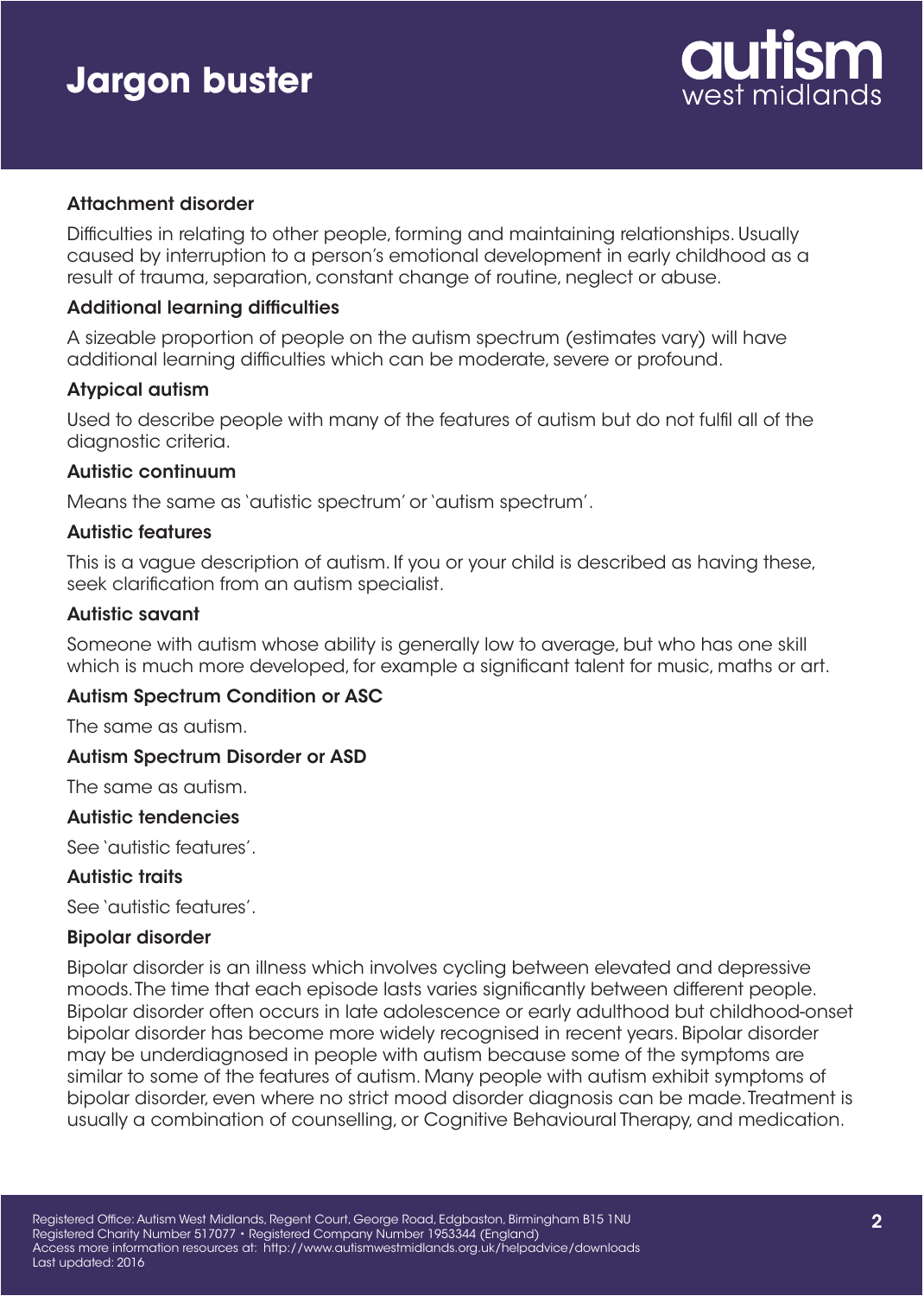# Jargon buster

### Attachment disorder

Difficulties in relating to other people, forming and maintaining relationships. Usually caused by interruption to a person's emotional development in early childhood as a result of trauma, separation, constant change of routine, neglect or abuse.

### Additional learning difficulties

A sizeable proportion of people on the autism spectrum (estimates vary) will have additional learning difficulties which can be moderate, severe or profound.

### Atypical autism

Used to describe people with many of the features of autism but do not fulfil all of the diagnostic criteria.

### Autistic continuum

Means the same as 'autistic spectrum' or 'autism spectrum'.

### Autistic features

This is a vague description of autism. If you or your child is described as having these, seek clarification from an autism specialist.

### Autistic savant

Someone with autism whose ability is generally low to average, but who has one skill which is much more developed, for example a significant talent for music, maths or art.

### Autism Spectrum Condition or ASC

The same as autism.

### Autism Spectrum Disorder or ASD

The same as autism.

### Autistic tendencies

See 'autistic features'.

### Autistic traits

See 'autistic features'.

### Bipolar disorder

Bipolar disorder is an illness which involves cycling between elevated and depressive moods. The time that each episode lasts varies significantly between different people. Bipolar disorder often occurs in late adolescence or early adulthood but childhood-onset bipolar disorder has become more widely recognised in recent years. Bipolar disorder may be underdiagnosed in people with autism because some of the symptoms are similar to some of the features of autism. Many people with autism exhibit symptoms of bipolar disorder, even where no strict mood disorder diagnosis can be made. Treatment is usually a combination of counselling, or Cognitive Behavioural Therapy, and medication.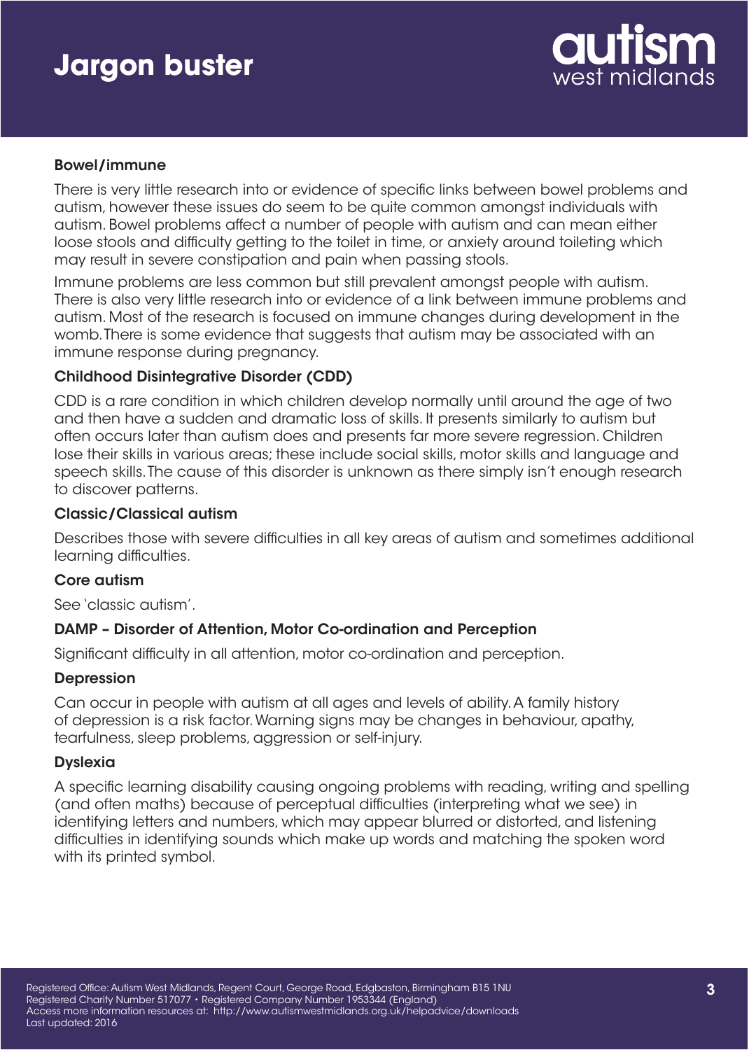## Bowel/immune

There is very little research into or evidence of specific links between bowel problems and autism, however these issues do seem to be quite common amongst individuals with autism. Bowel problems affect a number of people with autism and can mean either loose stools and difficulty getting to the toilet in time, or anxiety around toileting which may result in severe constipation and pain when passing stools.

Immune problems are less common but still prevalent amongst people with autism. There is also very little research into or evidence of a link between immune problems and autism. Most of the research is focused on immune changes during development in the womb. There is some evidence that suggests that autism may be associated with an immune response during pregnancy.

## Childhood Disintegrative Disorder (CDD)

CDD is a rare condition in which children develop normally until around the age of two and then have a sudden and dramatic loss of skills. It presents similarly to autism but often occurs later than autism does and presents far more severe regression. Children lose their skills in various areas; these include social skills, motor skills and language and speech skills. The cause of this disorder is unknown as there simply isn't enough research to discover patterns.

## Classic/Classical autism

Describes those with severe difficulties in all key areas of autism and sometimes additional learning difficulties.

## Core autism

See 'classic autism'.

## DAMP – Disorder of Attention, Motor Co-ordination and Perception

Significant difficulty in all attention, motor co-ordination and perception.

## Depression

Can occur in people with autism at all ages and levels of ability. A family history of depression is a risk factor. Warning signs may be changes in behaviour, apathy, tearfulness, sleep problems, aggression or self-injury.

## Dyslexia

A specific learning disability causing ongoing problems with reading, writing and spelling (and often maths) because of perceptual difficulties (interpreting what we see) in identifying letters and numbers, which may appear blurred or distorted, and listening difficulties in identifying sounds which make up words and matching the spoken word with its printed symbol.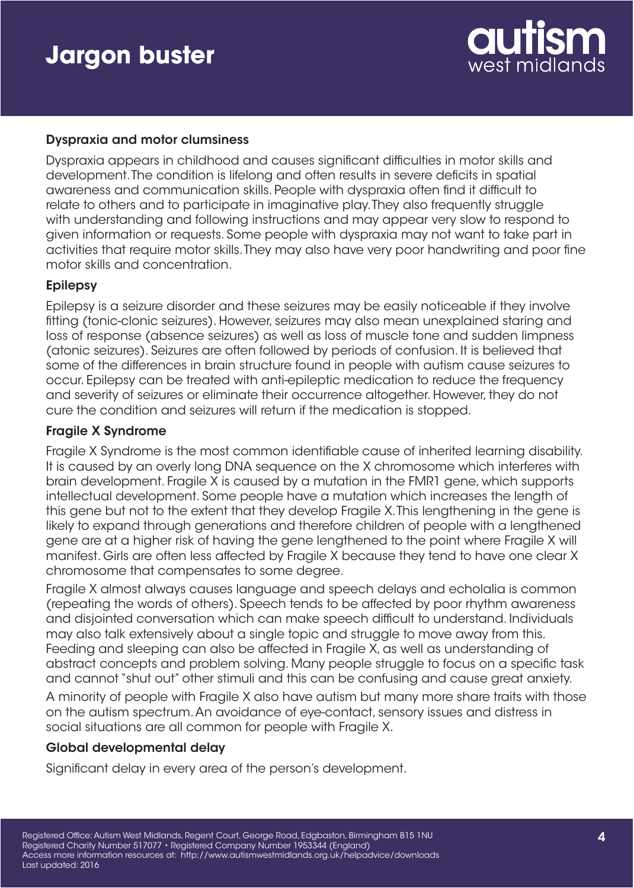# Jargon buster

### Dyspraxia and motor clumsiness

Dyspraxia appears in childhood and causes significant difficulties in motor skills and development. The condition is lifelong and often results in severe deficits in spatial awareness and communication skills. People with dyspraxia often find it difficult to relate to others and to participate in imaginative play. They also frequently struggle with understanding and following instructions and may appear very slow to respond to given information or requests. Some people with dyspraxia may not want to take part in activities that require motor skills. They may also have very poor handwriting and poor fine motor skills and concentration.

### Epilepsy

Epilepsy is a seizure disorder and these seizures may be easily noticeable if they involve fitting (tonic-clonic seizures). However, seizures may also mean unexplained staring and loss of response (absence seizures) as well as loss of muscle tone and sudden limpness (atonic seizures). Seizures are often followed by periods of confusion. It is believed that some of the differences in brain structure found in people with autism cause seizures to occur. Epilepsy can be treated with anti-epileptic medication to reduce the frequency and severity of seizures or eliminate their occurrence altogether. However, they do not cure the condition and seizures will return if the medication is stopped.

### Fragile X Syndrome

Fragile X Syndrome is the most common identifiable cause of inherited learning disability. It is caused by an overly long DNA sequence on the X chromosome which interferes with brain development. Fragile X is caused by a mutation in the FMR1 gene, which supports intellectual development. Some people have a mutation which increases the length of this gene but not to the extent that they develop Fragile X. This lengthening in the gene is likely to expand through generations and therefore children of people with a lengthened gene are at a higher risk of having the gene lengthened to the point where Fragile X will manifest. Girls are often less affected by Fragile X because they tend to have one clear X chromosome that compensates to some degree.

Fragile X almost always causes language and speech delays and echolalia is common (repeating the words of others). Speech tends to be affected by poor rhythm awareness and disjointed conversation which can make speech difficult to understand. Individuals may also talk extensively about a single topic and struggle to move away from this. Feeding and sleeping can also be affected in Fragile X, as well as understanding of abstract concepts and problem solving. Many people struggle to focus on a specific task and cannot "shut out" other stimuli and this can be confusing and cause great anxiety.

A minority of people with Fragile X also have autism but many more share traits with those on the autism spectrum. An avoidance of eye-contact, sensory issues and distress in social situations are all common for people with Fragile X.

### Global developmental delay

Significant delay in every area of the person's development.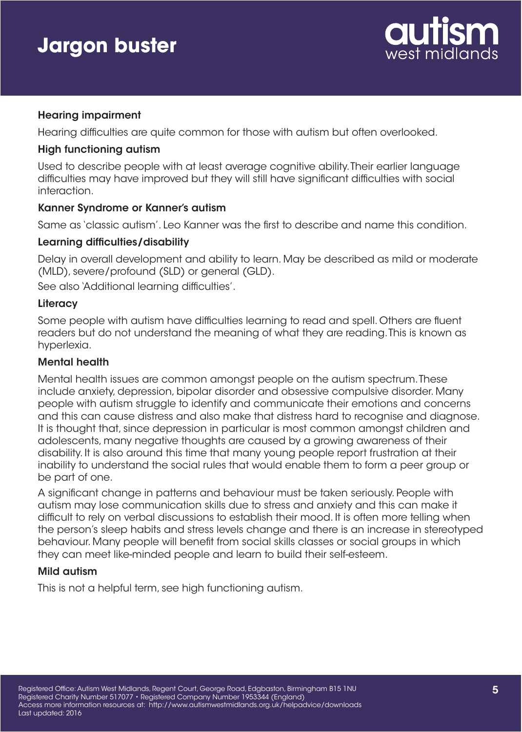# Jargon buster

### Hearing impairment

Hearing difficulties are quite common for those with autism but often overlooked.

### High functioning autism

Used to describe people with at least average cognitive ability. Their earlier language difficulties may have improved but they will still have significant difficulties with social interaction.

### Kanner Syndrome or Kanner's autism

Same as 'classic autism'. Leo Kanner was the first to describe and name this condition.

### Learning difficulties/disability

Delay in overall development and ability to learn. May be described as mild or moderate (MLD), severe/profound (SLD) or general (GLD).

See also 'Additional learning difficulties'.

### Literacy

Some people with autism have difficulties learning to read and spell. Others are fluent readers but do not understand the meaning of what they are reading. This is known as hyperlexia.

### Mental health

Mental health issues are common amongst people on the autism spectrum. These include anxiety, depression, bipolar disorder and obsessive compulsive disorder. Many people with autism struggle to identify and communicate their emotions and concerns and this can cause distress and also make that distress hard to recognise and diagnose. It is thought that, since depression in particular is most common amongst children and adolescents, many negative thoughts are caused by a growing awareness of their disability. It is also around this time that many young people report frustration at their inability to understand the social rules that would enable them to form a peer group or be part of one.

A significant change in patterns and behaviour must be taken seriously. People with autism may lose communication skills due to stress and anxiety and this can make it difficult to rely on verbal discussions to establish their mood. It is often more telling when the person's sleep habits and stress levels change and there is an increase in stereotyped behaviour. Many people will benefit from social skills classes or social groups in which they can meet like-minded people and learn to build their self-esteem.

### Mild autism

This is not a helpful term, see high functioning autism.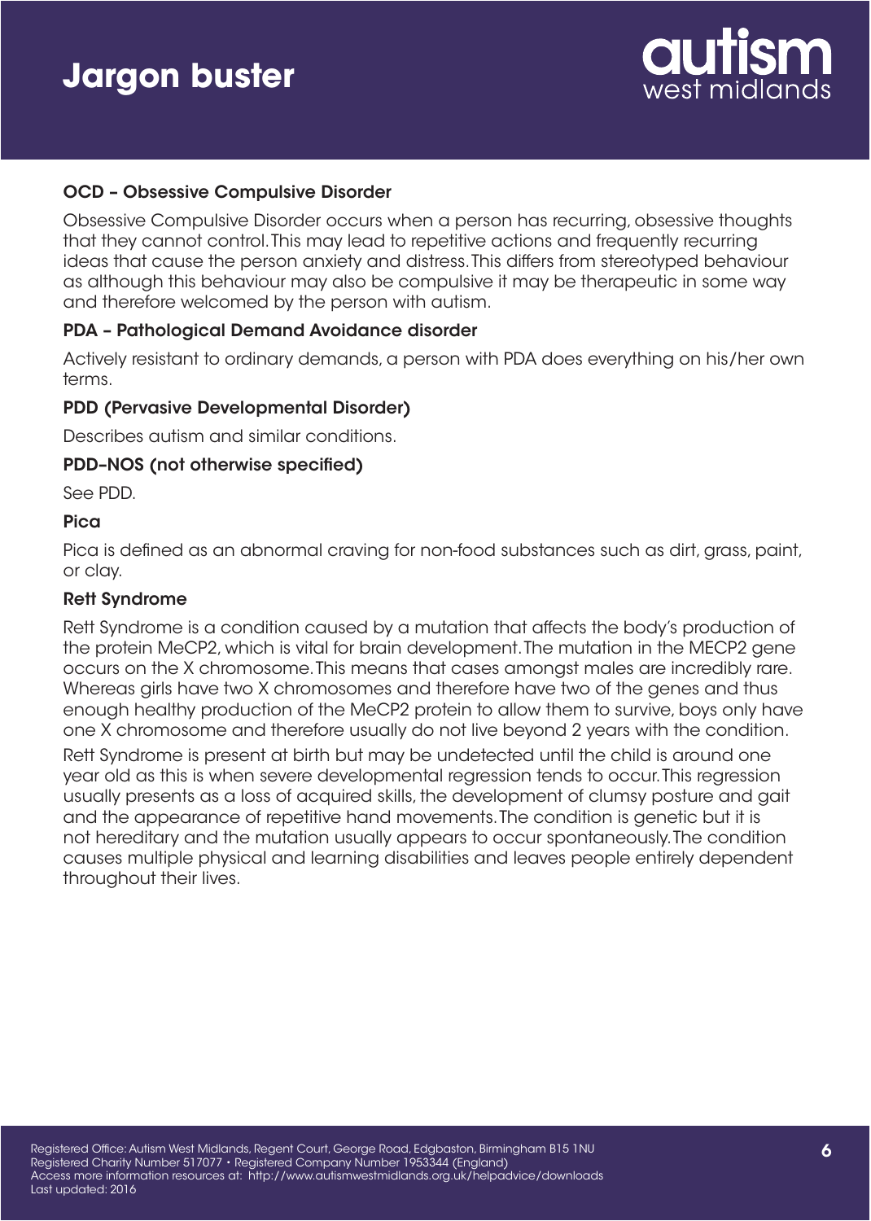# Jargon buster

### OCD – Obsessive Compulsive Disorder

Obsessive Compulsive Disorder occurs when a person has recurring, obsessive thoughts that they cannot control. This may lead to repetitive actions and frequently recurring ideas that cause the person anxiety and distress. This differs from stereotyped behaviour as although this behaviour may also be compulsive it may be therapeutic in some way and therefore welcomed by the person with autism.

### PDA – Pathological Demand Avoidance disorder

Actively resistant to ordinary demands, a person with PDA does everything on his/her own terms.

### PDD (Pervasive Developmental Disorder)

Describes autism and similar conditions.

### PDD-NOS (not otherwise specified)

See PDD.

### Pica

Pica is defined as an abnormal craving for non-food substances such as dirt, grass, paint, or clay.

### Rett Syndrome

Rett Syndrome is a condition caused by a mutation that affects the body's production of the protein MeCP2, which is vital for brain development. The mutation in the MECP2 gene occurs on the X chromosome. This means that cases amongst males are incredibly rare. Whereas girls have two X chromosomes and therefore have two of the genes and thus enough healthy production of the MeCP2 protein to allow them to survive, boys only have one X chromosome and therefore usually do not live beyond 2 years with the condition.

Rett Syndrome is present at birth but may be undetected until the child is around one year old as this is when severe developmental regression tends to occur. This regression usually presents as a loss of acquired skills, the development of clumsy posture and gait and the appearance of repetitive hand movements. The condition is genetic but it is not hereditary and the mutation usually appears to occur spontaneously. The condition causes multiple physical and learning disabilities and leaves people entirely dependent throughout their lives.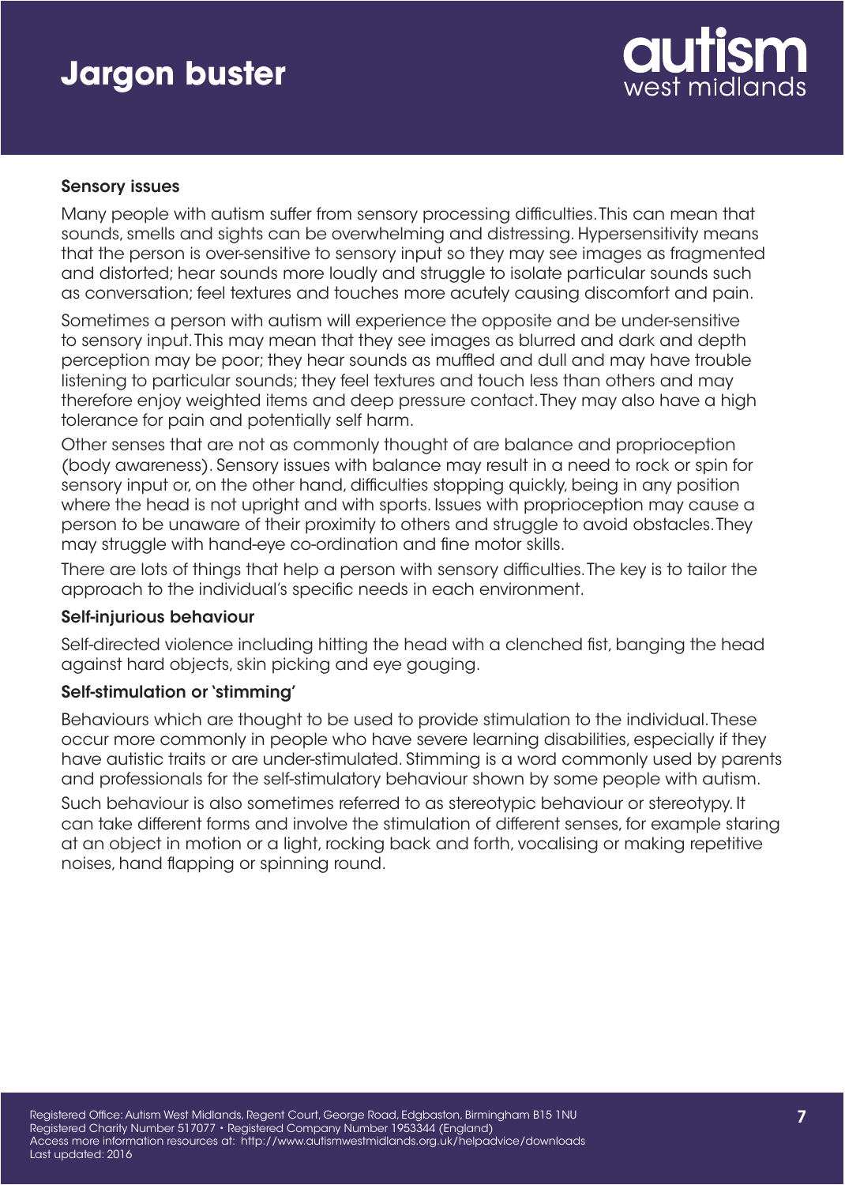## Sensory issues

Many people with autism suffer from sensory processing difficulties. This can mean that sounds, smells and sights can be overwhelming and distressing. Hypersensitivity means that the person is over-sensitive to sensory input so they may see images as fragmented and distorted; hear sounds more loudly and struggle to isolate particular sounds such as conversation; feel textures and touches more acutely causing discomfort and pain.

Sometimes a person with autism will experience the opposite and be under-sensitive to sensory input. This may mean that they see images as blurred and dark and depth perception may be poor; they hear sounds as muffled and dull and may have trouble listening to particular sounds; they feel textures and touch less than others and may therefore enjoy weighted items and deep pressure contact. They may also have a high tolerance for pain and potentially self harm.

Other senses that are not as commonly thought of are balance and proprioception (body awareness). Sensory issues with balance may result in a need to rock or spin for sensory input or, on the other hand, difficulties stopping quickly, being in any position where the head is not upright and with sports. Issues with proprioception may cause a person to be unaware of their proximity to others and struggle to avoid obstacles. They may struggle with hand-eye co-ordination and fine motor skills.

There are lots of things that help a person with sensory difficulties. The key is to tailor the approach to the individual's specific needs in each environment.

## Self-injurious behaviour

Self-directed violence including hitting the head with a clenched fist, banging the head against hard objects, skin picking and eye gouging.

## Self-stimulation or 'stimming'

Behaviours which are thought to be used to provide stimulation to the individual. These occur more commonly in people who have severe learning disabilities, especially if they have autistic traits or are under-stimulated. Stimming is a word commonly used by parents and professionals for the self-stimulatory behaviour shown by some people with autism.

Such behaviour is also sometimes referred to as stereotypic behaviour or stereotypy. It can take different forms and involve the stimulation of different senses, for example staring at an object in motion or a light, rocking back and forth, vocalising or making repetitive noises, hand flapping or spinning round.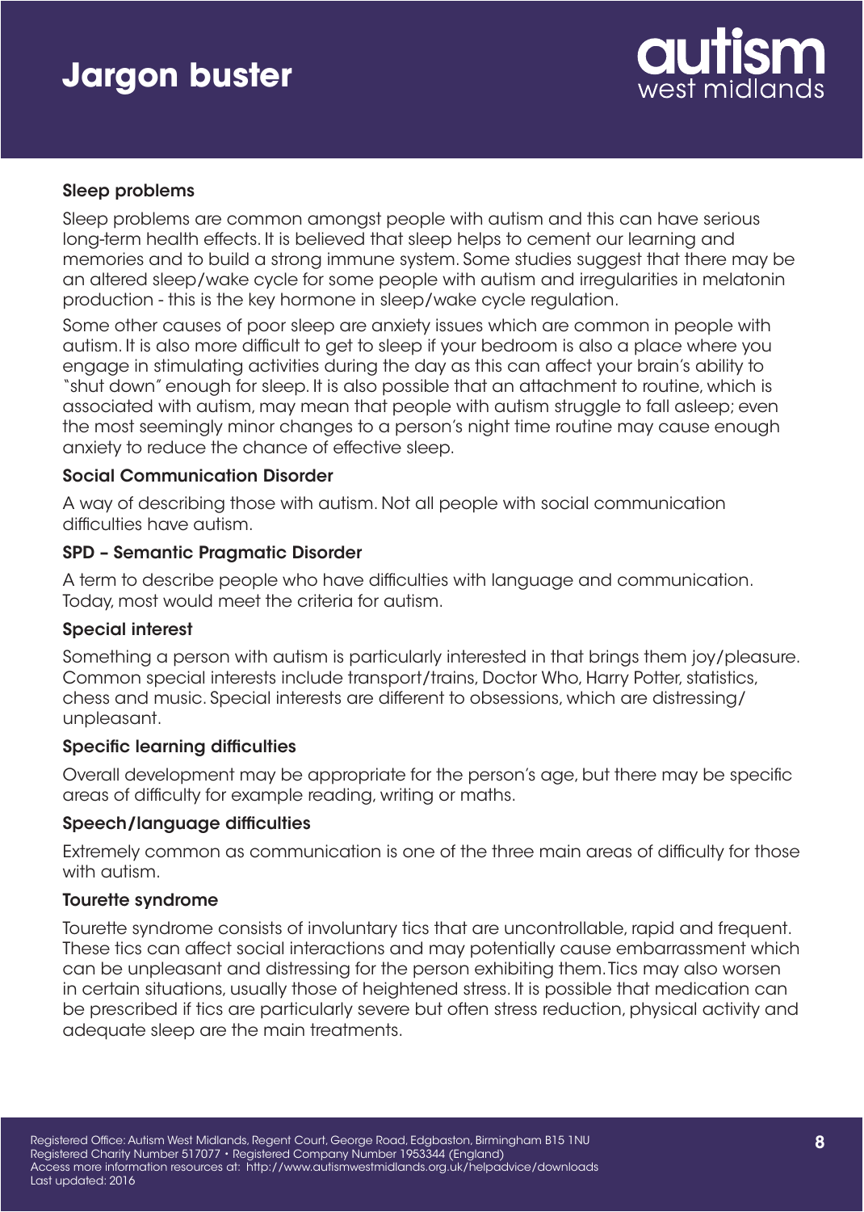# Jargon buster

### Sleep problems

Sleep problems are common amongst people with autism and this can have serious long-term health effects. It is believed that sleep helps to cement our learning and memories and to build a strong immune system. Some studies suggest that there may be an altered sleep/wake cycle for some people with autism and irregularities in melatonin production - this is the key hormone in sleep/wake cycle regulation.

Some other causes of poor sleep are anxiety issues which are common in people with autism. It is also more difficult to get to sleep if your bedroom is also a place where you engage in stimulating activities during the day as this can affect your brain's ability to "shut down" enough for sleep. It is also possible that an attachment to routine, which is associated with autism, may mean that people with autism struggle to fall asleep; even the most seemingly minor changes to a person's night time routine may cause enough anxiety to reduce the chance of effective sleep.

### Social Communication Disorder

A way of describing those with autism. Not all people with social communication difficulties have autism.

### SPD – Semantic Pragmatic Disorder

A term to describe people who have difficulties with language and communication. Today, most would meet the criteria for autism.

### Special interest

Something a person with autism is particularly interested in that brings them joy/pleasure. Common special interests include transport/trains, Doctor Who, Harry Potter, statistics, chess and music. Special interests are different to obsessions, which are distressing/unpleasant.

### Specific learning difficulties

Overall development may be appropriate for the person's age, but there may be specific areas of difficulty for example reading, writing or maths.

### Speech/language difficulties

Extremely common as communication is one of the three main areas of difficulty for those with autism.

### Tourette syndrome

Tourette syndrome consists of involuntary tics that are uncontrollable, rapid and frequent. These tics can affect social interactions and may potentially cause embarrassment which can be unpleasant and distressing for the person exhibiting them. Tics may also worsen in certain situations, usually those of heightened stress. It is possible that medication can be prescribed if tics are particularly severe but often stress reduction, physical activity and adequate sleep are the main treatments.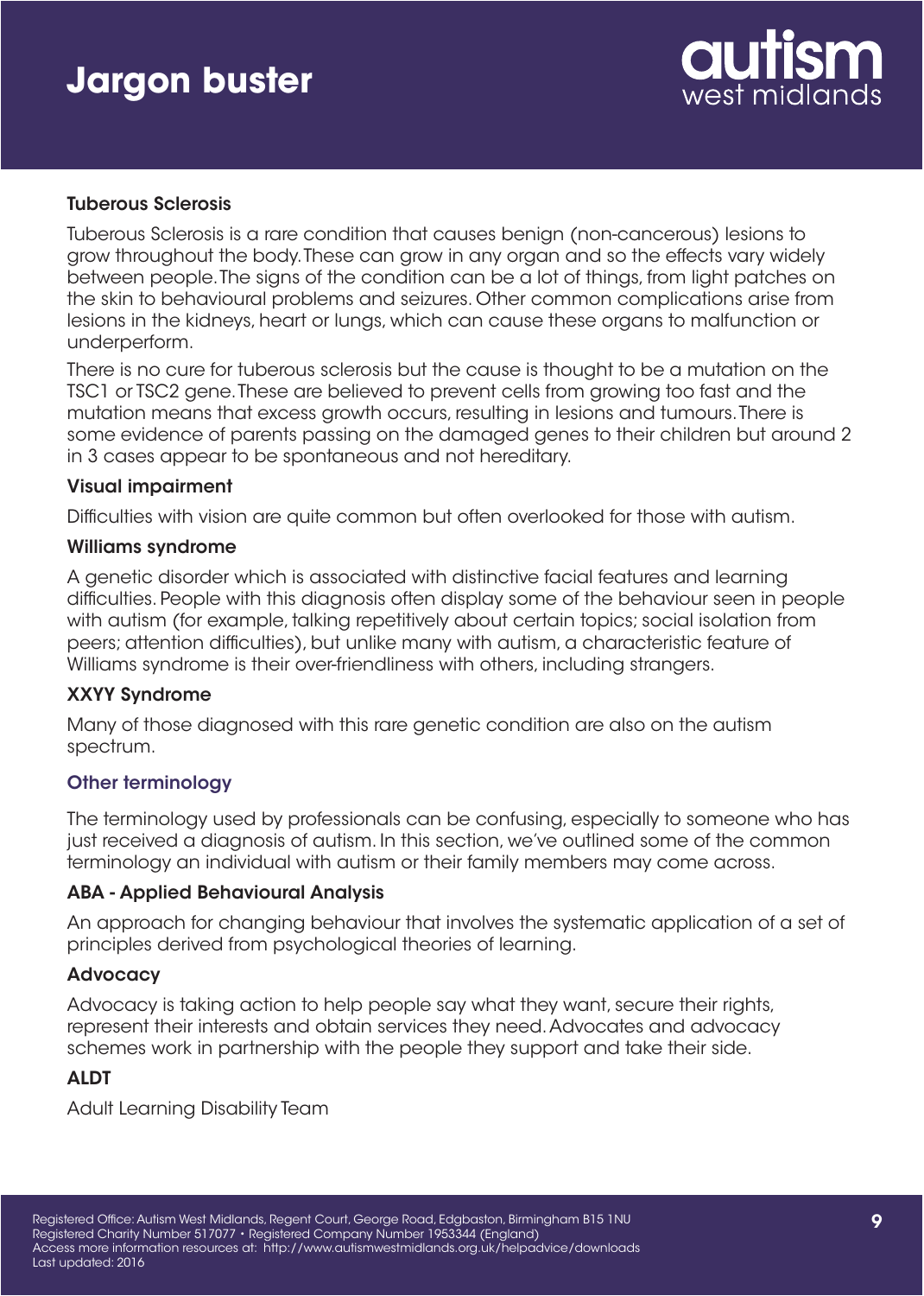# Jargon buster

### Tuberous Sclerosis

Tuberous Sclerosis is a rare condition that causes benign (non-cancerous) lesions to grow throughout the body. These can grow in any organ and so the effects vary widely between people. The signs of the condition can be a lot of things, from light patches on the skin to behavioural problems and seizures. Other common complications arise from lesions in the kidneys, heart or lungs, which can cause these organs to malfunction or underperform.

There is no cure for tuberous sclerosis but the cause is thought to be a mutation on the TSC1 or TSC2 gene. These are believed to prevent cells from growing too fast and the mutation means that excess growth occurs, resulting in lesions and tumours. There is some evidence of parents passing on the damaged genes to their children but around 2 in 3 cases appear to be spontaneous and not hereditary.

### Visual impairment

Difficulties with vision are quite common but often overlooked for those with autism.

### Williams syndrome

A genetic disorder which is associated with distinctive facial features and learning difficulties. People with this diagnosis often display some of the behaviour seen in people with autism (for example, talking repetitively about certain topics; social isolation from peers; attention difficulties), but unlike many with autism, a characteristic feature of Williams syndrome is their over-friendliness with others, including strangers.

### XXYY Syndrome

Many of those diagnosed with this rare genetic condition are also on the autism spectrum.

## Other terminology

The terminology used by professionals can be confusing, especially to someone who has just received a diagnosis of autism. In this section, we've outlined some of the common terminology an individual with autism or their family members may come across.

### ABA - Applied Behavioural Analysis

An approach for changing behaviour that involves the systematic application of a set of principles derived from psychological theories of learning.

### Advocacy

Advocacy is taking action to help people say what they want, secure their rights, represent their interests and obtain services they need. Advocates and advocacy schemes work in partnership with the people they support and take their side.

### ALDT

Adult Learning Disability Team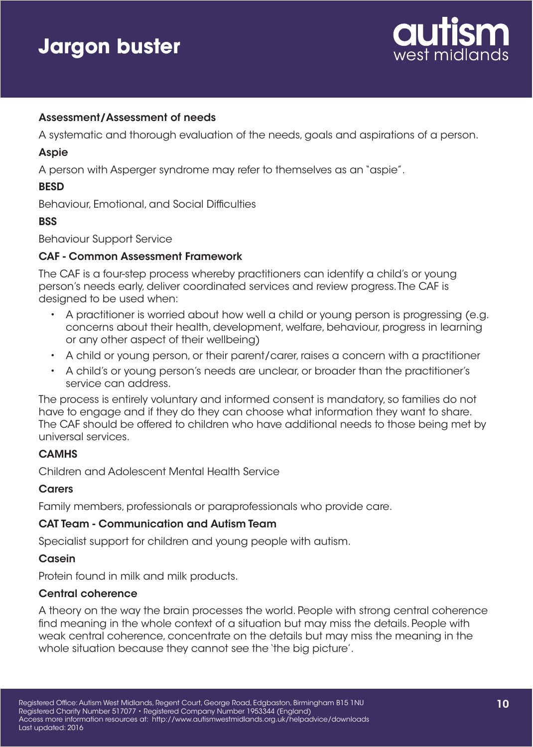# Jargon buster

**Assessment/Assessment of needs**

A systematic and thorough evaluation of the needs, goals and aspirations of a person.

**Aspie**

A person with Asperger syndrome may refer to themselves as an "aspie".

**BESD**

Behaviour, Emotional, and Social Difficulties

**BSS**

Behaviour Support Service

**CAF - Common Assessment Framework**

The CAF is a four-step process whereby practitioners can identify a child's or young person's needs early, deliver coordinated services and review progress. The CAF is designed to be used when:

- A practitioner is worried about how well a child or young person is progressing (e.g. concerns about their health, development, welfare, behaviour, progress in learning or any other aspect of their wellbeing)
- A child or young person, or their parent/carer, raises a concern with a practitioner
- A child's or young person's needs are unclear, or broader than the practitioner's service can address.

The process is entirely voluntary and informed consent is mandatory, so families do not have to engage and if they do they can choose what information they want to share. The CAF should be offered to children who have additional needs to those being met by universal services.

**CAMHS**

Children and Adolescent Mental Health Service

**Carers**

Family members, professionals or paraprofessionals who provide care.

**CAT Team - Communication and Autism Team**

Specialist support for children and young people with autism.

**Casein**

Protein found in milk and milk products.

**Central coherence**

A theory on the way the brain processes the world. People with strong central coherence find meaning in the whole context of a situation but may miss the details. People with weak central coherence, concentrate on the details but may miss the meaning in the whole situation because they cannot see the 'the big picture'.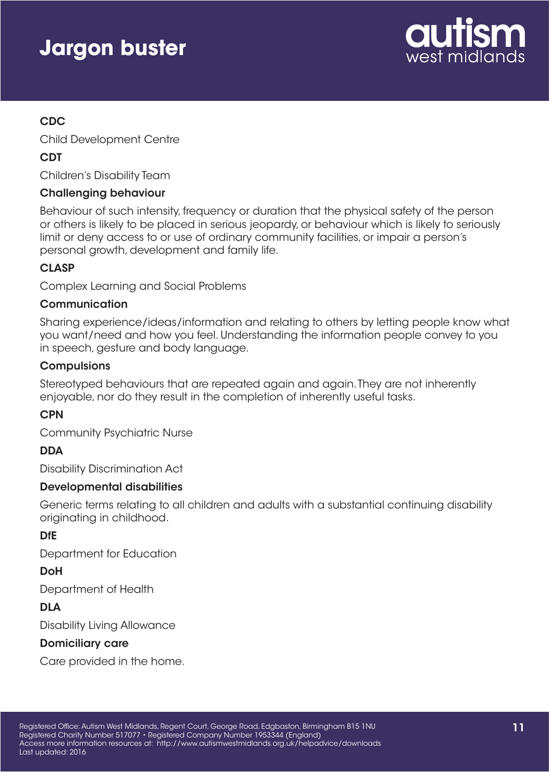# Jargon buster

**CDC**

Child Development Centre

**CDT**

Children's Disability Team

**Challenging behaviour**

Behaviour of such intensity, frequency or duration that the physical safety of the person or others is likely to be placed in serious jeopardy, or behaviour which is likely to seriously limit or deny access to or use of ordinary community facilities, or impair a person's personal growth, development and family life.

**CLASP**

Complex Learning and Social Problems

**Communication**

Sharing experience/ideas/information and relating to others by letting people know what you want/need and how you feel. Understanding the information people convey to you in speech, gesture and body language.

**Compulsions**

Stereotyped behaviours that are repeated again and again. They are not inherently enjoyable, nor do they result in the completion of inherently useful tasks.

**CPN**

Community Psychiatric Nurse

**DDA**

Disability Discrimination Act

**Developmental disabilities**

Generic terms relating to all children and adults with a substantial continuing disability originating in childhood.

**DfE**

Department for Education

**DoH**

Department of Health

**DLA**

Disability Living Allowance

**Domiciliary care**

Care provided in the home.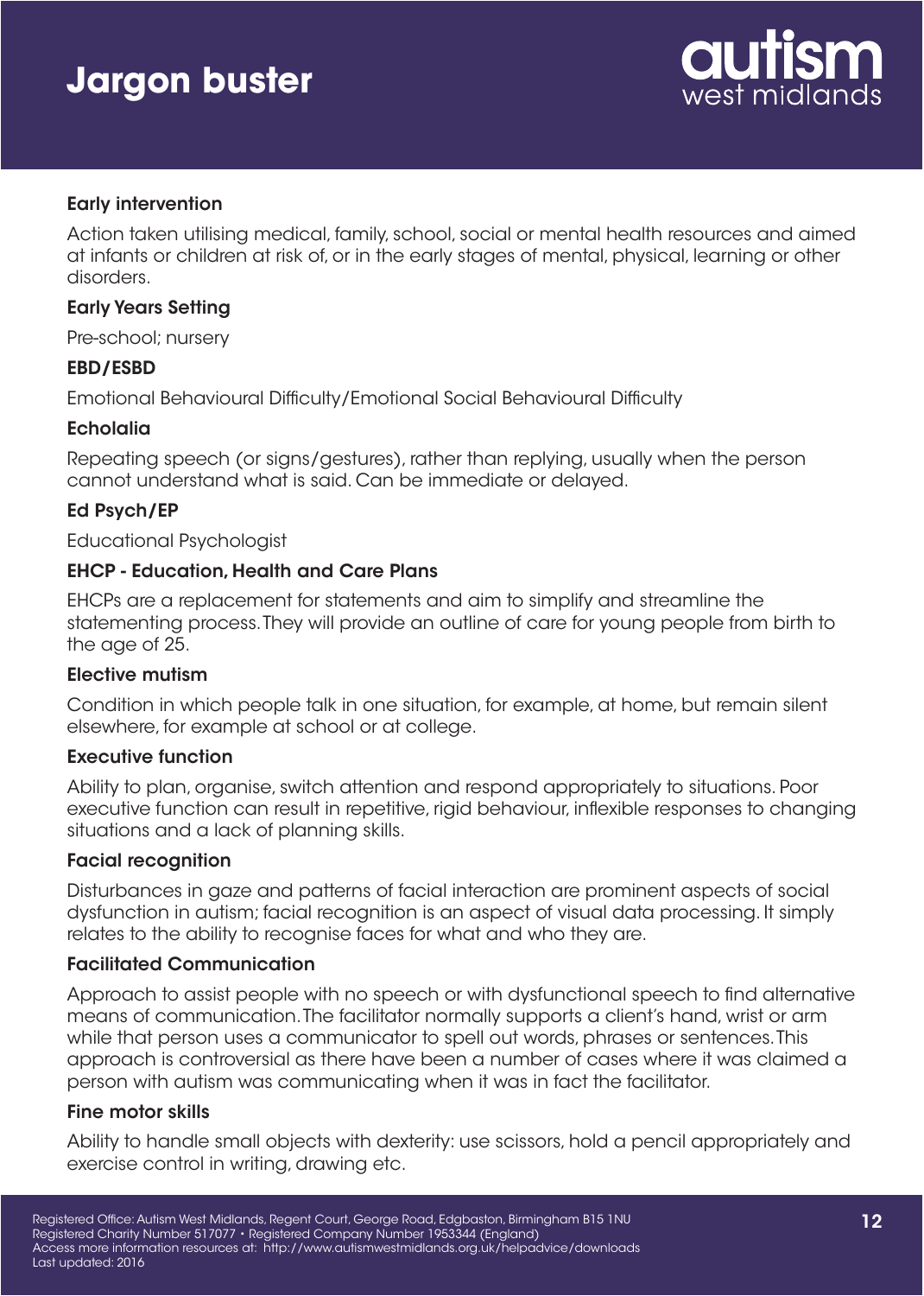# Jargon buster

### Early intervention

Action taken utilising medical, family, school, social or mental health resources and aimed at infants or children at risk of, or in the early stages of mental, physical, learning or other disorders.

### Early Years Setting

Pre-school; nursery

### EBD/ESBD

Emotional Behavioural Difficulty/Emotional Social Behavioural Difficulty

### Echolalia

Repeating speech (or signs/gestures), rather than replying, usually when the person cannot understand what is said. Can be immediate or delayed.

### Ed Psych/EP

Educational Psychologist

### EHCP - Education, Health and Care Plans

EHCPs are a replacement for statements and aim to simplify and streamline the statementing process. They will provide an outline of care for young people from birth to the age of 25.

### Elective mutism

Condition in which people talk in one situation, for example, at home, but remain silent elsewhere, for example at school or at college.

### Executive function

Ability to plan, organise, switch attention and respond appropriately to situations. Poor executive function can result in repetitive, rigid behaviour, inflexible responses to changing situations and a lack of planning skills.

### Facial recognition

Disturbances in gaze and patterns of facial interaction are prominent aspects of social dysfunction in autism; facial recognition is an aspect of visual data processing. It simply relates to the ability to recognise faces for what and who they are.

### Facilitated Communication

Approach to assist people with no speech or with dysfunctional speech to find alternative means of communication. The facilitator normally supports a client's hand, wrist or arm while that person uses a communicator to spell out words, phrases or sentences. This approach is controversial as there have been a number of cases where it was claimed a person with autism was communicating when it was in fact the facilitator.

### Fine motor skills

Ability to handle small objects with dexterity: use scissors, hold a pencil appropriately and exercise control in writing, drawing etc.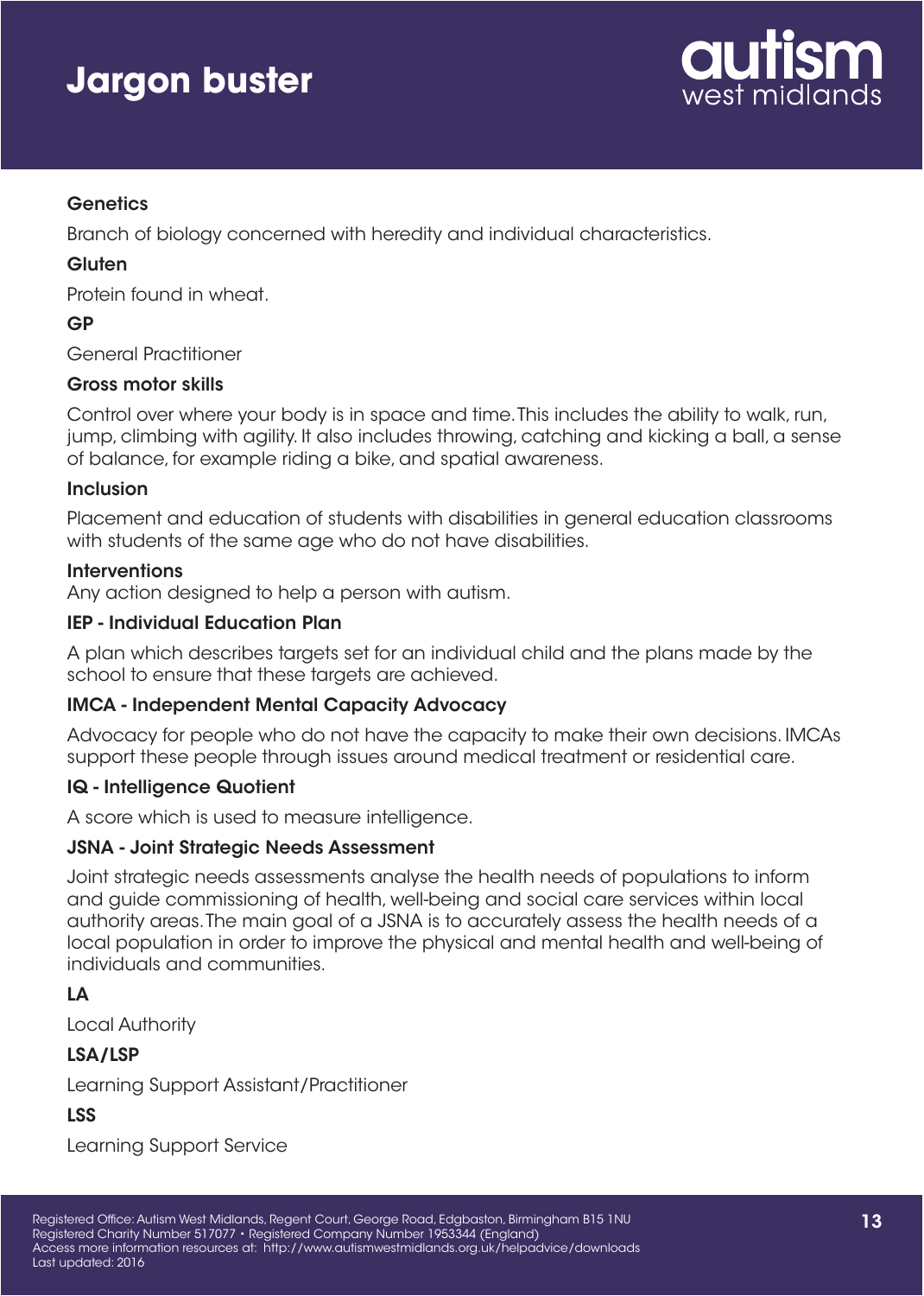# Jargon buster

### Genetics

Branch of biology concerned with heredity and individual characteristics.

### Gluten

Protein found in wheat.

### GP

General Practitioner

### Gross motor skills

Control over where your body is in space and time. This includes the ability to walk, run, jump, climbing with agility. It also includes throwing, catching and kicking a ball, a sense of balance, for example riding a bike, and spatial awareness.

### Inclusion

Placement and education of students with disabilities in general education classrooms with students of the same age who do not have disabilities.

### Interventions

Any action designed to help a person with autism.

### IEP - Individual Education Plan

A plan which describes targets set for an individual child and the plans made by the school to ensure that these targets are achieved.

### IMCA - Independent Mental Capacity Advocacy

Advocacy for people who do not have the capacity to make their own decisions. IMCAs support these people through issues around medical treatment or residential care.

### IQ - Intelligence Quotient

A score which is used to measure intelligence.

### JSNA - Joint Strategic Needs Assessment

Joint strategic needs assessments analyse the health needs of populations to inform and guide commissioning of health, well-being and social care services within local authority areas. The main goal of a JSNA is to accurately assess the health needs of a local population in order to improve the physical and mental health and well-being of individuals and communities.

### LA

Local Authority

### LSA/LSP

Learning Support Assistant/Practitioner

### LSS

Learning Support Service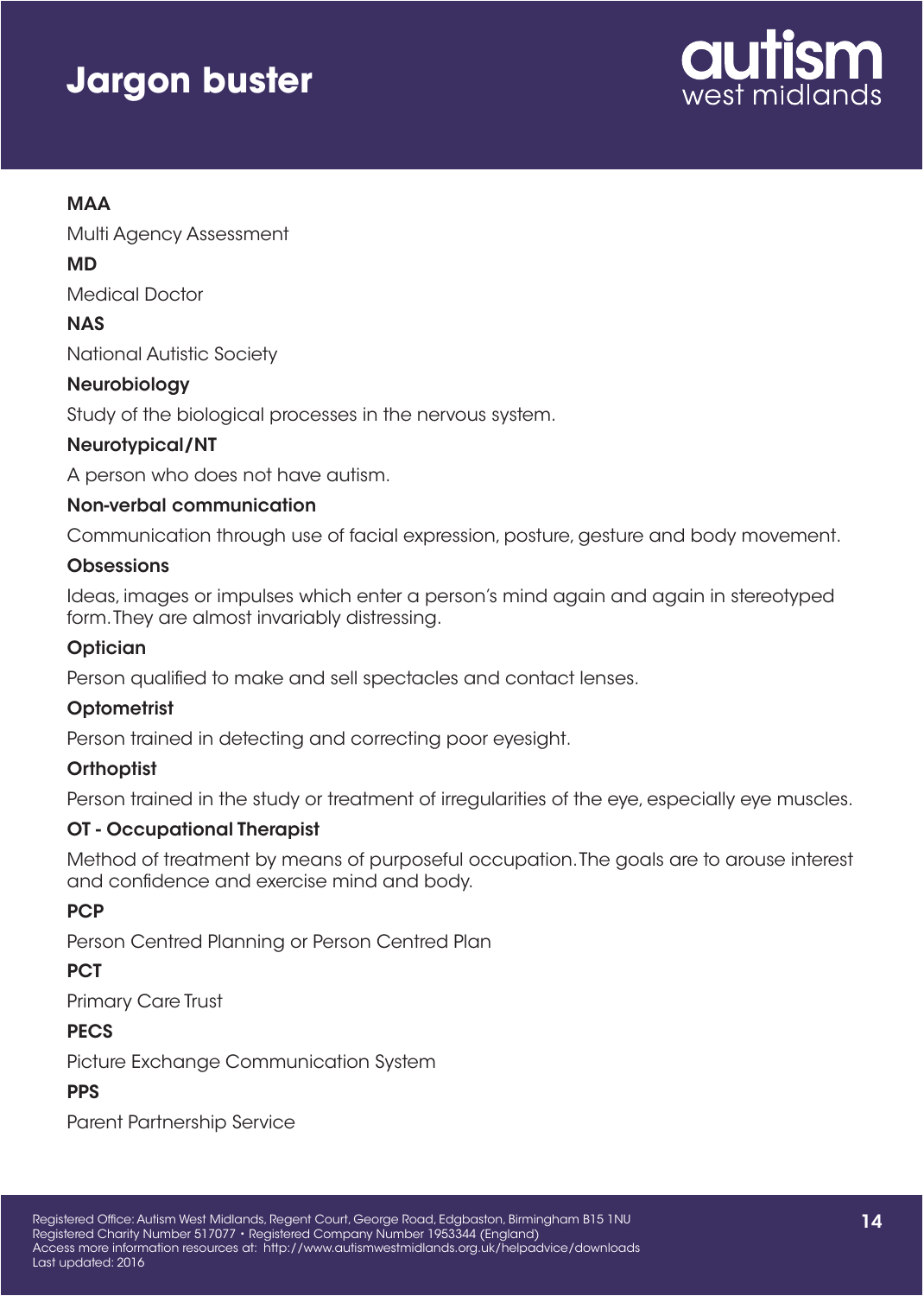# Jargon buster

**MAA**

Multi Agency Assessment

**MD**

Medical Doctor

**NAS**

National Autistic Society

**Neurobiology**

Study of the biological processes in the nervous system.

**Neurotypical/NT**

A person who does not have autism.

**Non-verbal communication**

Communication through use of facial expression, posture, gesture and body movement.

**Obsessions**

Ideas, images or impulses which enter a person's mind again and again in stereotyped form. They are almost invariably distressing.

**Optician**

Person qualified to make and sell spectacles and contact lenses.

**Optometrist**

Person trained in detecting and correcting poor eyesight.

**Orthoptist**

Person trained in the study or treatment of irregularities of the eye, especially eye muscles.

**OT - Occupational Therapist**

Method of treatment by means of purposeful occupation. The goals are to arouse interest and confidence and exercise mind and body.

**PCP**

Person Centred Planning or Person Centred Plan

**PCT**

Primary Care Trust

**PECS**

Picture Exchange Communication System

**PPS**

Parent Partnership Service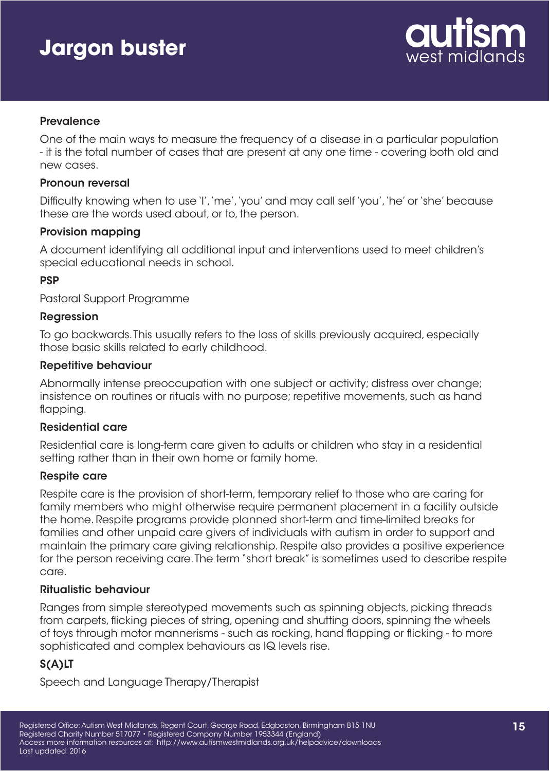# Jargon buster

### Prevalence

One of the main ways to measure the frequency of a disease in a particular population - it is the total number of cases that are present at any one time - covering both old and new cases.

### Pronoun reversal

Difficulty knowing when to use 'I', 'me', 'you' and may call self 'you', 'he' or 'she' because these are the words used about, or to, the person.

### Provision mapping

A document identifying all additional input and interventions used to meet children's special educational needs in school.

### PSP

Pastoral Support Programme

### Regression

To go backwards. This usually refers to the loss of skills previously acquired, especially those basic skills related to early childhood.

### Repetitive behaviour

Abnormally intense preoccupation with one subject or activity; distress over change; insistence on routines or rituals with no purpose; repetitive movements, such as hand flapping.

### Residential care

Residential care is long-term care given to adults or children who stay in a residential setting rather than in their own home or family home.

### Respite care

Respite care is the provision of short-term, temporary relief to those who are caring for family members who might otherwise require permanent placement in a facility outside the home. Respite programs provide planned short-term and time-limited breaks for families and other unpaid care givers of individuals with autism in order to support and maintain the primary care giving relationship. Respite also provides a positive experience for the person receiving care. The term "short break" is sometimes used to describe respite care.

### Ritualistic behaviour

Ranges from simple stereotyped movements such as spinning objects, picking threads from carpets, flicking pieces of string, opening and shutting doors, spinning the wheels of toys through motor mannerisms - such as rocking, hand flapping or flicking - to more sophisticated and complex behaviours as IQ levels rise.

### S(A)LT

Speech and Language Therapy/Therapist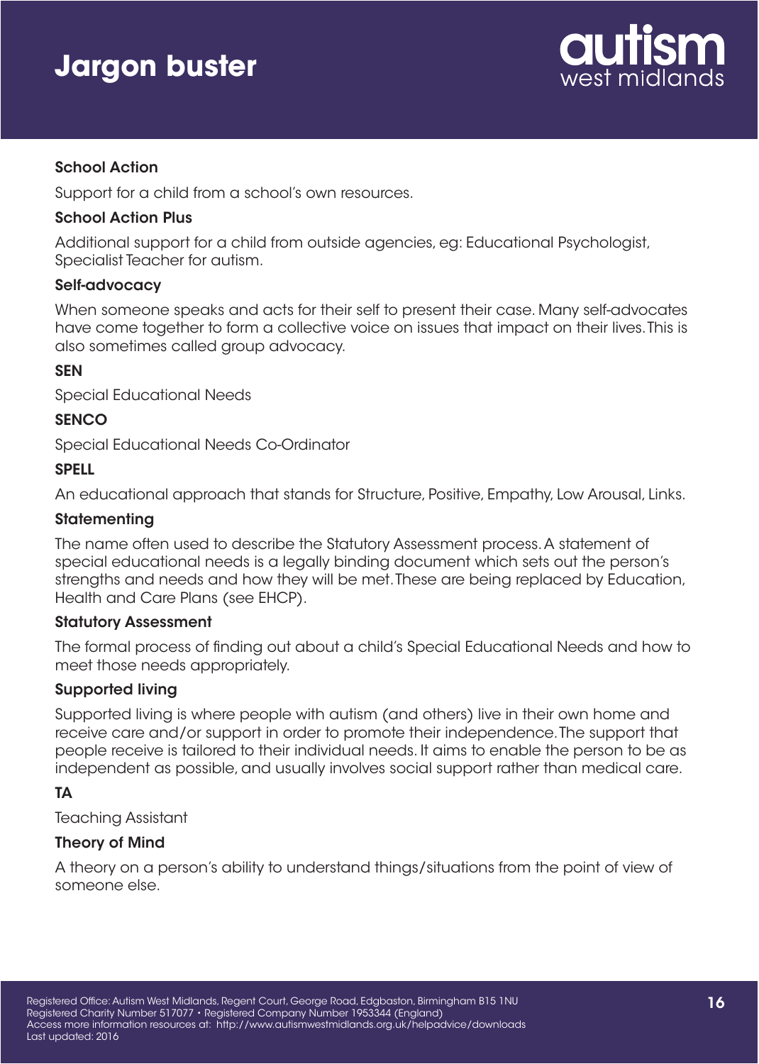# Jargon buster

**School Action**

Support for a child from a school's own resources.

**School Action Plus**

Additional support for a child from outside agencies, eg: Educational Psychologist, Specialist Teacher for autism.

**Self-advocacy**

When someone speaks and acts for their self to present their case. Many self-advocates have come together to form a collective voice on issues that impact on their lives. This is also sometimes called group advocacy.

**SEN**

Special Educational Needs

**SENCO**

Special Educational Needs Co-Ordinator

**SPELL**

An educational approach that stands for Structure, Positive, Empathy, Low Arousal, Links.

**Statementing**

The name often used to describe the Statutory Assessment process. A statement of special educational needs is a legally binding document which sets out the person's strengths and needs and how they will be met. These are being replaced by Education, Health and Care Plans (see EHCP).

**Statutory Assessment**

The formal process of finding out about a child's Special Educational Needs and how to meet those needs appropriately.

**Supported living**

Supported living is where people with autism (and others) live in their own home and receive care and/or support in order to promote their independence. The support that people receive is tailored to their individual needs. It aims to enable the person to be as independent as possible, and usually involves social support rather than medical care.

**TA**

Teaching Assistant

**Theory of Mind**

A theory on a person's ability to understand things/situations from the point of view of someone else.

Registered Office: Autism West Midlands, Regent Court, George Road, Edgbaston, Birmingham B15 1NU
Registered Charity Number 517077 • Registered Company Number 1953344 (England)
Access more information resources at: http://www.autismwestmidlands.org.uk/helpadvice/downloads
Last updated: 2016